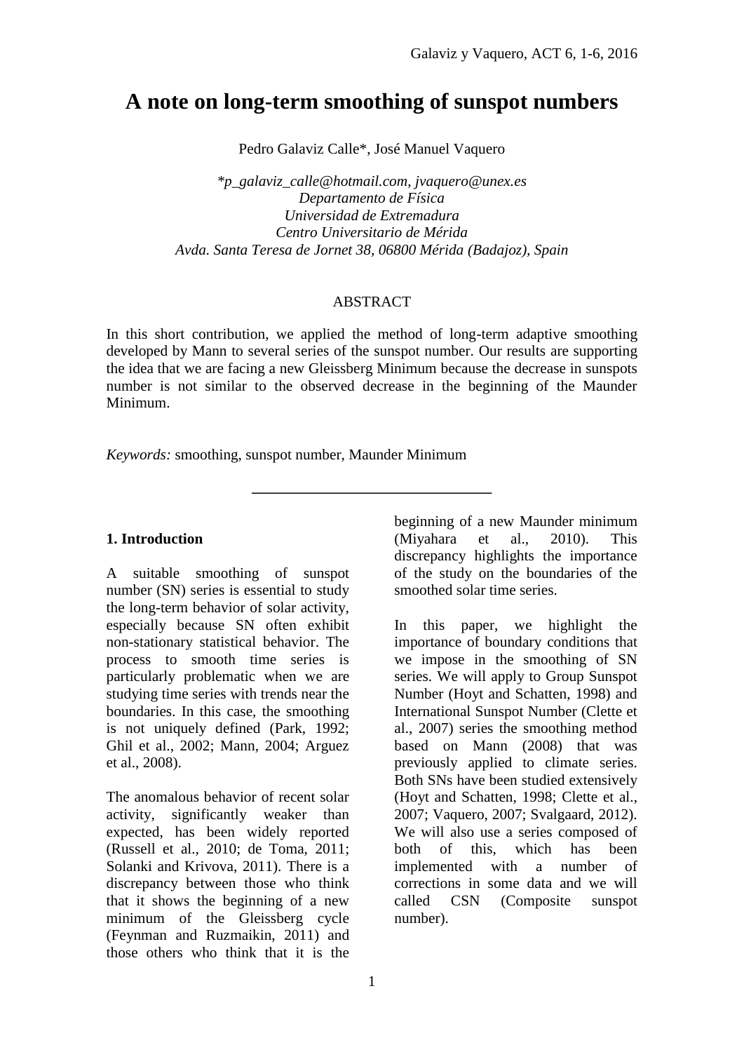// A note on long-term smoothing of sunspot numbers

# A note on long-term smoothing of sunspot numbers

Pedro Galaviz Calle*, José Manuel Vaquero

*\*p_galaviz_calle@hotmail.com, jvaquero@unex.es*
*Departamento de Física*
*Universidad de Extremadura*
*Centro Universitario de Mérida*
*Avda. Santa Teresa de Jornet 38, 06800 Mérida (Badajoz), Spain*

## ABSTRACT

In this short contribution, we applied the method of long-term adaptive smoothing developed by Mann to several series of the sunspot number. Our results are supporting the idea that we are facing a new Gleissberg Minimum because the decrease in sunspots number is not similar to the observed decrease in the beginning of the Maunder Minimum.

*Keywords:* smoothing, sunspot number, Maunder Minimum

---

### 1. Introduction

A suitable smoothing of sunspot number (SN) series is essential to study the long-term behavior of solar activity, especially because SN often exhibit non-stationary statistical behavior. The process to smooth time series is particularly problematic when we are studying time series with trends near the boundaries. In this case, the smoothing is not uniquely defined (Park, 1992; Ghil et al., 2002; Mann, 2004; Arguez et al., 2008).

The anomalous behavior of recent solar activity, significantly weaker than expected, has been widely reported (Russell et al., 2010; de Toma, 2011; Solanki and Krivova, 2011). There is a discrepancy between those who think that it shows the beginning of a new minimum of the Gleissberg cycle (Feynman and Ruzmaikin, 2011) and those others who think that it is the beginning of a new Maunder minimum (Miyahara et al., 2010). This discrepancy highlights the importance of the study on the boundaries of the smoothed solar time series.

In this paper, we highlight the importance of boundary conditions that we impose in the smoothing of SN series. We will apply to Group Sunspot Number (Hoyt and Schatten, 1998) and International Sunspot Number (Clette et al., 2007) series the smoothing method based on Mann (2008) that was previously applied to climate series. Both SNs have been studied extensively (Hoyt and Schatten, 1998; Clette et al., 2007; Vaquero, 2007; Svalgaard, 2012). We will also use a series composed of both of this, which has been implemented with a number of corrections in some data and we will called CSN (Composite sunspot number).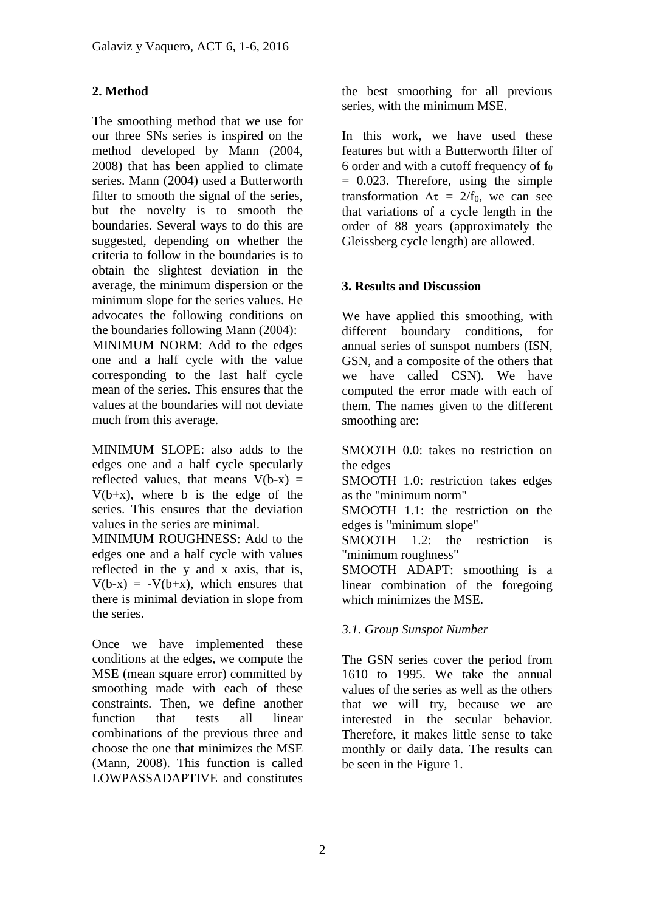## 2. Method

The smoothing method that we use for our three SNs series is inspired on the method developed by Mann (2004, 2008) that has been applied to climate series. Mann (2004) used a Butterworth filter to smooth the signal of the series, but the novelty is to smooth the boundaries. Several ways to do this are suggested, depending on whether the criteria to follow in the boundaries is to obtain the slightest deviation in the average, the minimum dispersion or the minimum slope for the series values. He advocates the following conditions on the boundaries following Mann (2004):

MINIMUM NORM: Add to the edges one and a half cycle with the value corresponding to the last half cycle mean of the series. This ensures that the values at the boundaries will not deviate much from this average.

MINIMUM SLOPE: also adds to the edges one and a half cycle specularly reflected values, that means $V(b-x) = V(b+x)$, where b is the edge of the series. This ensures that the deviation values in the series are minimal.

MINIMUM ROUGHNESS: Add to the edges one and a half cycle with values reflected in the y and x axis, that is, $V(b-x) = -V(b+x)$, which ensures that there is minimal deviation in slope from the series.

Once we have implemented these conditions at the edges, we compute the MSE (mean square error) committed by smoothing made with each of these constraints. Then, we define another function that tests all linear combinations of the previous three and choose the one that minimizes the MSE (Mann, 2008). This function is called LOWPASSADAPTIVE and constitutes the best smoothing for all previous series, with the minimum MSE.

In this work, we have used these features but with a Butterworth filter of 6 order and with a cutoff frequency of $f_0 = 0.023$. Therefore, using the simple transformation $\Delta\tau = 2/f_0$, we can see that variations of a cycle length in the order of 88 years (approximately the Gleissberg cycle length) are allowed.

## 3. Results and Discussion

We have applied this smoothing, with different boundary conditions, for annual series of sunspot numbers (ISN, GSN, and a composite of the others that we have called CSN). We have computed the error made with each of them. The names given to the different smoothing are:

SMOOTH 0.0: takes no restriction on the edges
SMOOTH 1.0: restriction takes edges as the "minimum norm"
SMOOTH 1.1: the restriction on the edges is "minimum slope"
SMOOTH 1.2: the restriction is "minimum roughness"
SMOOTH ADAPT: smoothing is a linear combination of the foregoing which minimizes the MSE.

### *3.1. Group Sunspot Number*

The GSN series cover the period from 1610 to 1995. We take the annual values of the series as well as the others that we will try, because we are interested in the secular behavior. Therefore, it makes little sense to take monthly or daily data. The results can be seen in the Figure 1.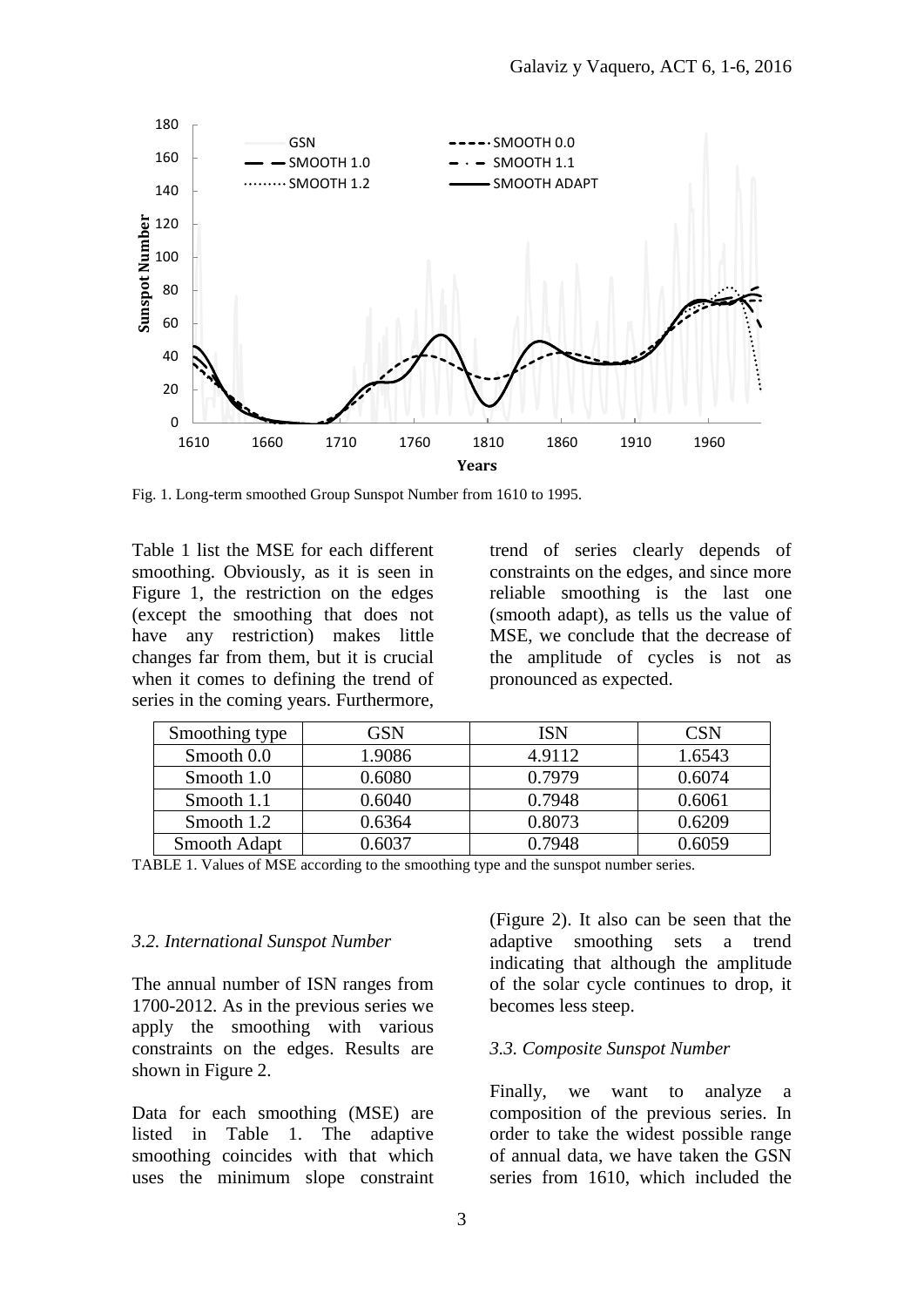Fig. 1. Long-term smoothed Group Sunspot Number from 1610 to 1995.

Table 1 list the MSE for each different smoothing. Obviously, as it is seen in Figure 1, the restriction on the edges (except the smoothing that does not have any restriction) makes little changes far from them, but it is crucial when it comes to defining the trend of series in the coming years. Furthermore, trend of series clearly depends of constraints on the edges, and since more reliable smoothing is the last one (smooth adapt), as tells us the value of MSE, we conclude that the decrease of the amplitude of cycles is not as pronounced as expected.

| Smoothing type | GSN | ISN | CSN |
|---|---|---|---|
| Smooth 0.0 | 1.9086 | 4.9112 | 1.6543 |
| Smooth 1.0 | 0.6080 | 0.7979 | 0.6074 |
| Smooth 1.1 | 0.6040 | 0.7948 | 0.6061 |
| Smooth 1.2 | 0.6364 | 0.8073 | 0.6209 |
| Smooth Adapt | 0.6037 | 0.7948 | 0.6059 |

TABLE 1. Values of MSE according to the smoothing type and the sunspot number series.

### *3.2. International Sunspot Number*

The annual number of ISN ranges from 1700-2012. As in the previous series we apply the smoothing with various constraints on the edges. Results are shown in Figure 2.

Data for each smoothing (MSE) are listed in Table 1. The adaptive smoothing coincides with that which uses the minimum slope constraint (Figure 2). It also can be seen that the adaptive smoothing sets a trend indicating that although the amplitude of the solar cycle continues to drop, it becomes less steep.

### *3.3. Composite Sunspot Number*

Finally, we want to analyze a composition of the previous series. In order to take the widest possible range of annual data, we have taken the GSN series from 1610, which included the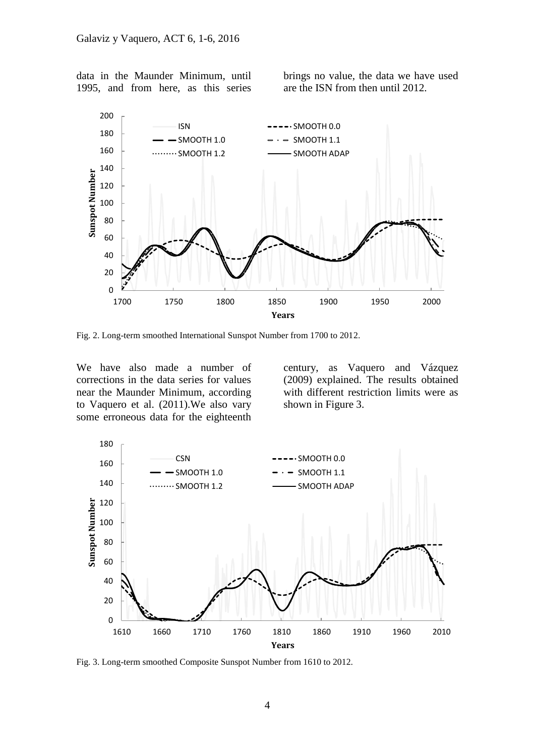data in the Maunder Minimum, until 1995, and from here, as this series brings no value, the data we have used are the ISN from then until 2012.

Fig. 2. Long-term smoothed International Sunspot Number from 1700 to 2012.

We have also made a number of corrections in the data series for values near the Maunder Minimum, according to Vaquero et al. (2011).We also vary some erroneous data for the eighteenth century, as Vaquero and Vázquez (2009) explained. The results obtained with different restriction limits were as shown in Figure 3.

Fig. 3. Long-term smoothed Composite Sunspot Number from 1610 to 2012.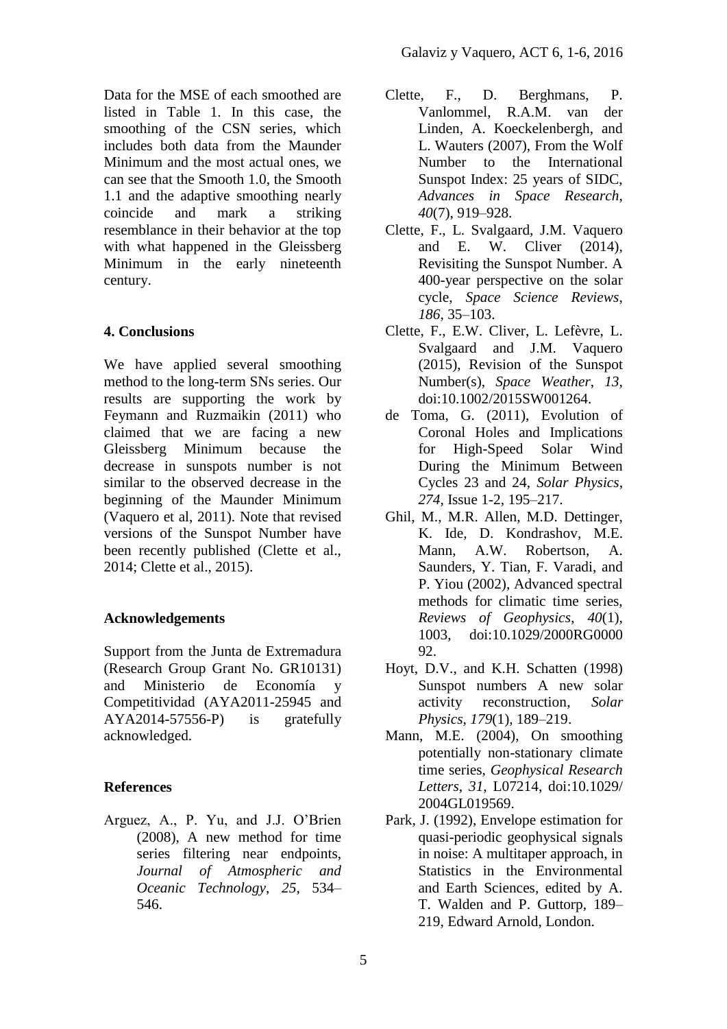Data for the MSE of each smoothed are listed in Table 1. In this case, the smoothing of the CSN series, which includes both data from the Maunder Minimum and the most actual ones, we can see that the Smooth 1.0, the Smooth 1.1 and the adaptive smoothing nearly coincide and mark a striking resemblance in their behavior at the top with what happened in the Gleissberg Minimum in the early nineteenth century.

## 4. Conclusions

We have applied several smoothing method to the long-term SNs series. Our results are supporting the work by Feymann and Ruzmaikin (2011) who claimed that we are facing a new Gleissberg Minimum because the decrease in sunspots number is not similar to the observed decrease in the beginning of the Maunder Minimum (Vaquero et al, 2011). Note that revised versions of the Sunspot Number have been recently published (Clette et al., 2014; Clette et al., 2015).

## Acknowledgements

Support from the Junta de Extremadura (Research Group Grant No. GR10131) and Ministerio de Economía y Competitividad (AYA2011-25945 and AYA2014-57556-P) is gratefully acknowledged.

## References

Arguez, A., P. Yu, and J.J. O'Brien (2008), A new method for time series filtering near endpoints, *Journal of Atmospheric and Oceanic Technology*, *25*, 534–546.

Clette, F., D. Berghmans, P. Vanlommel, R.A.M. van der Linden, A. Koeckelenbergh, and L. Wauters (2007), From the Wolf Number to the International Sunspot Index: 25 years of SIDC, *Advances in Space Research*, *40*(7), 919–928.

Clette, F., L. Svalgaard, J.M. Vaquero and E. W. Cliver (2014), Revisiting the Sunspot Number. A 400-year perspective on the solar cycle, *Space Science Reviews*, *186*, 35–103.

Clette, F., E.W. Cliver, L. Lefèvre, L. Svalgaard and J.M. Vaquero (2015), Revision of the Sunspot Number(s), *Space Weather*, *13*, doi:10.1002/2015SW001264.

de Toma, G. (2011), Evolution of Coronal Holes and Implications for High-Speed Solar Wind During the Minimum Between Cycles 23 and 24, *Solar Physics*, *274*, Issue 1-2, 195–217.

Ghil, M., M.R. Allen, M.D. Dettinger, K. Ide, D. Kondrashov, M.E. Mann, A.W. Robertson, A. Saunders, Y. Tian, F. Varadi, and P. Yiou (2002), Advanced spectral methods for climatic time series, *Reviews of Geophysics*, *40*(1), 1003, doi:10.1029/2000RG000092.

Hoyt, D.V., and K.H. Schatten (1998) Sunspot numbers A new solar activity reconstruction, *Solar Physics*, *179*(1), 189–219.

Mann, M.E. (2004), On smoothing potentially non-stationary climate time series, *Geophysical Research Letters*, *31*, L07214, doi:10.1029/2004GL019569.

Park, J. (1992), Envelope estimation for quasi-periodic geophysical signals in noise: A multitaper approach, in Statistics in the Environmental and Earth Sciences, edited by A. T. Walden and P. Guttorp, 189–219, Edward Arnold, London.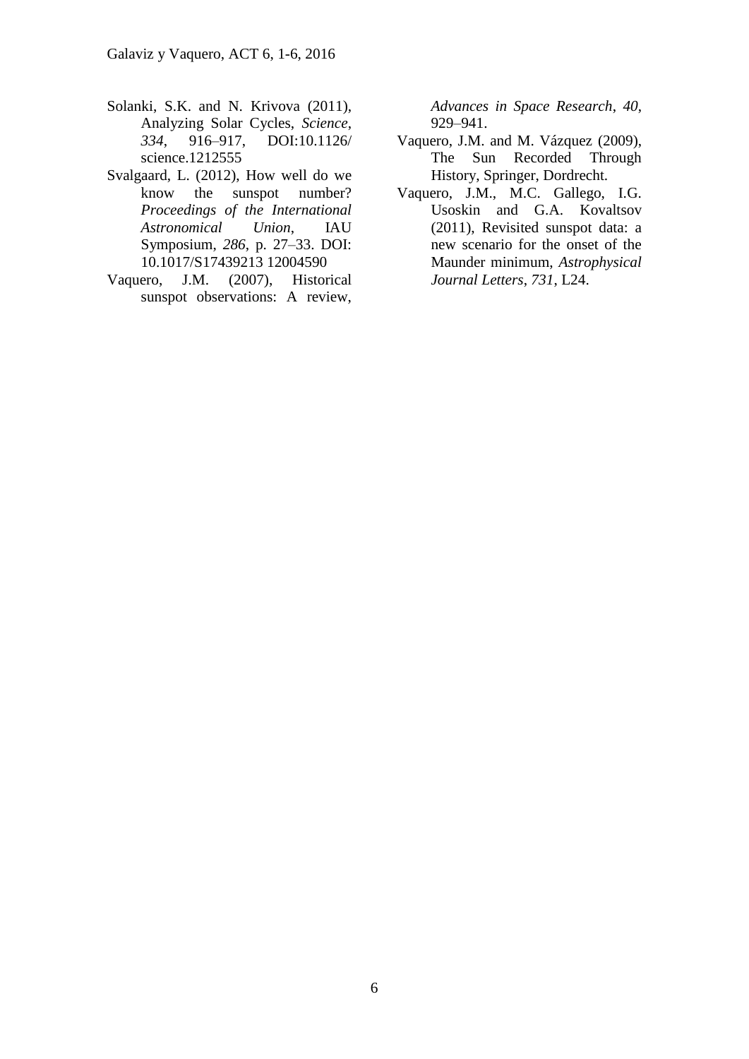Solanki, S.K. and N. Krivova (2011), Analyzing Solar Cycles, *Science*, *334*, 916–917, DOI:10.1126/science.1212555

Svalgaard, L. (2012), How well do we know the sunspot number? *Proceedings of the International Astronomical Union*, IAU Symposium, *286*, p. 27–33. DOI: 10.1017/S17439213 12004590

Vaquero, J.M. (2007), Historical sunspot observations: A review, *Advances in Space Research*, *40*, 929–941.

Vaquero, J.M. and M. Vázquez (2009), The Sun Recorded Through History, Springer, Dordrecht.

Vaquero, J.M., M.C. Gallego, I.G. Usoskin and G.A. Kovaltsov (2011), Revisited sunspot data: a new scenario for the onset of the Maunder minimum, *Astrophysical Journal Letters*, *731*, L24.